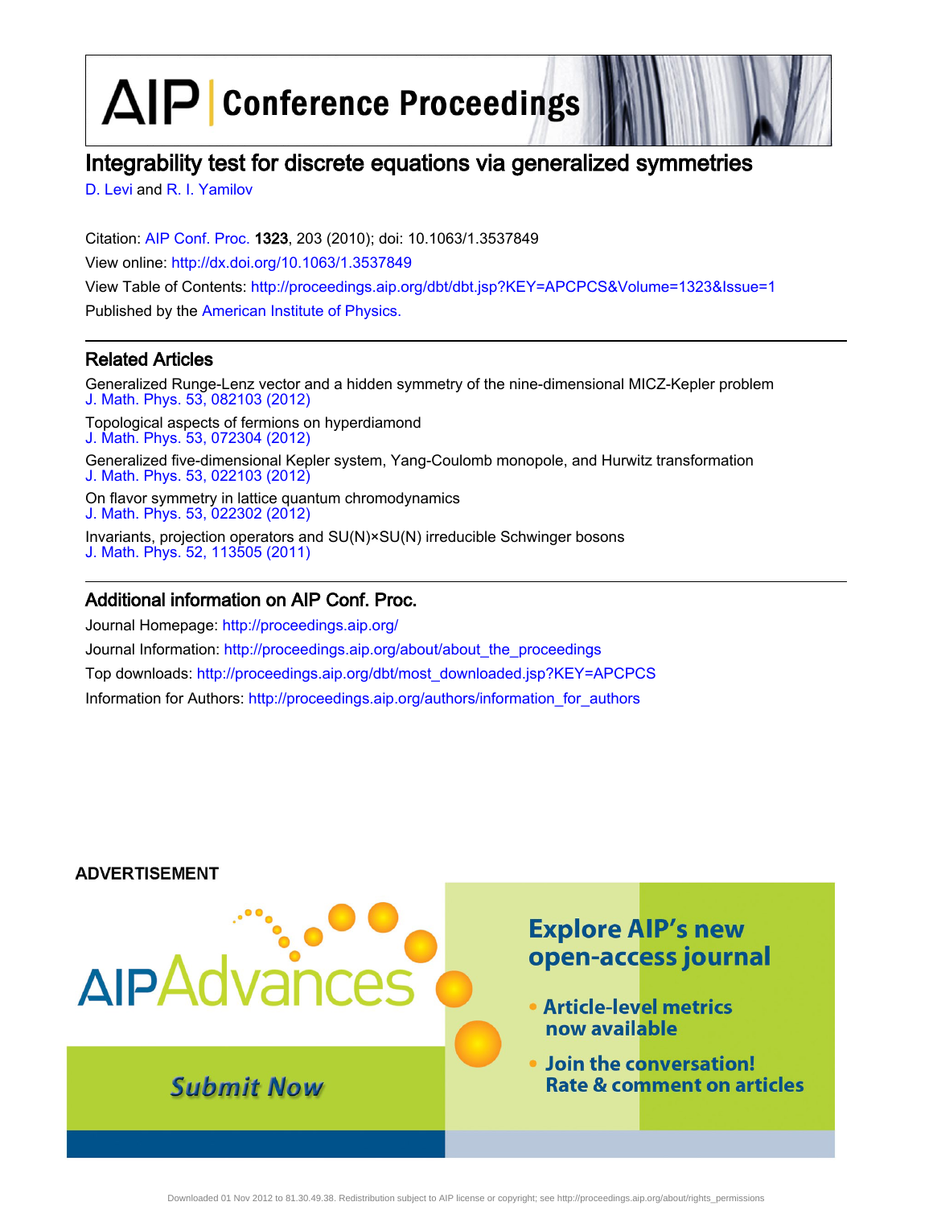# AIP Conference Proceedings

# Integrability test for discrete equations via generalized symmetries

D. Levi and R. I. Yamilov

Citation: AIP Conf. Proc. **1323**, 203 (2010); doi: 10.1063/1.3537849

View online: http://dx.doi.org/10.1063/1.3537849

View Table of Contents: http://proceedings.aip.org/dbt/dbt.jsp?KEY=APCPCS&Volume=1323&Issue=1

Published by the American Institute of Physics.

## Related Articles

Generalized Runge-Lenz vector and a hidden symmetry of the nine-dimensional MICZ-Kepler problem
J. Math. Phys. 53, 082103 (2012)

Topological aspects of fermions on hyperdiamond
J. Math. Phys. 53, 072304 (2012)

Generalized five-dimensional Kepler system, Yang-Coulomb monopole, and Hurwitz transformation
J. Math. Phys. 53, 022103 (2012)

On flavor symmetry in lattice quantum chromodynamics
J. Math. Phys. 53, 022302 (2012)

Invariants, projection operators and SU(N)×SU(N) irreducible Schwinger bosons
J. Math. Phys. 52, 113505 (2011)

## Additional information on AIP Conf. Proc.

Journal Homepage: http://proceedings.aip.org/

Journal Information: http://proceedings.aip.org/about/about_the_proceedings

Top downloads: http://proceedings.aip.org/dbt/most_downloaded.jsp?KEY=APCPCS

Information for Authors: http://proceedings.aip.org/authors/information_for_authors

ADVERTISEMENT

AIPAdvances

Submit Now

Explore AIP's new open-access journal

- Article-level metrics now available
- Join the conversation! Rate & comment on articles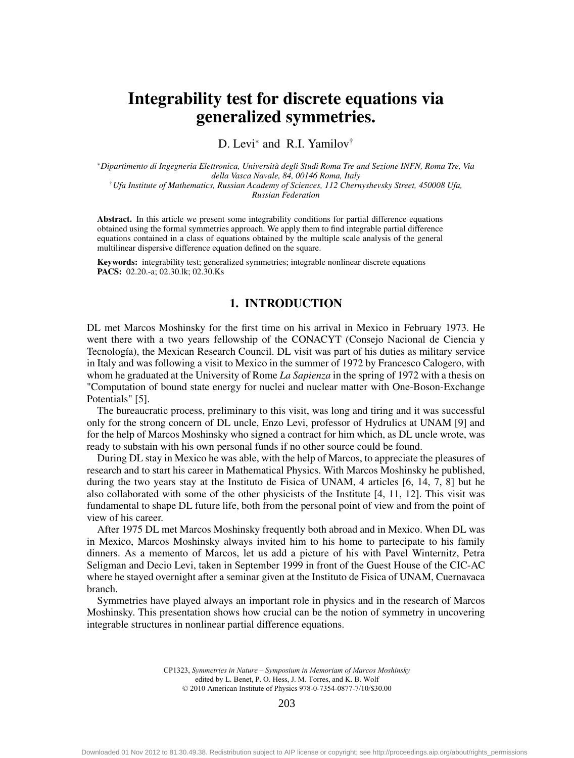# Integrability test for discrete equations via generalized symmetries.

D. Levi* and R.I. Yamilov†

*Dipartimento di Ingegneria Elettronica, Università degli Studi Roma Tre and Sezione INFN, Roma Tre, Via della Vasca Navale, 84, 00146 Roma, Italy*
†*Ufa Institute of Mathematics, Russian Academy of Sciences, 112 Chernyshevsky Street, 450008 Ufa, Russian Federation*

**Abstract.** In this article we present some integrability conditions for partial difference equations obtained using the formal symmetries approach. We apply them to find integrable partial difference equations contained in a class of equations obtained by the multiple scale analysis of the general multilinear dispersive difference equation defined on the square.

**Keywords:** integrability test; generalized symmetries; integrable nonlinear discrete equations
**PACS:** 02.20.-a; 02.30.lk; 02.30.Ks

## 1. INTRODUCTION

DL met Marcos Moshinsky for the first time on his arrival in Mexico in February 1973. He went there with a two years fellowship of the CONACYT (Consejo Nacional de Ciencia y Tecnología), the Mexican Research Council. DL visit was part of his duties as military service in Italy and was following a visit to Mexico in the summer of 1972 by Francesco Calogero, with whom he graduated at the University of Rome *La Sapienza* in the spring of 1972 with a thesis on "Computation of bound state energy for nuclei and nuclear matter with One-Boson-Exchange Potentials" [5].

The bureaucratic process, preliminary to this visit, was long and tiring and it was successful only for the strong concern of DL uncle, Enzo Levi, professor of Hydrulics at UNAM [9] and for the help of Marcos Moshinsky who signed a contract for him which, as DL uncle wrote, was ready to substain with his own personal funds if no other source could be found.

During DL stay in Mexico he was able, with the help of Marcos, to appreciate the pleasures of research and to start his career in Mathematical Physics. With Marcos Moshinsky he published, during the two years stay at the Instituto de Fisica of UNAM, 4 articles [6, 14, 7, 8] but he also collaborated with some of the other physicists of the Institute [4, 11, 12]. This visit was fundamental to shape DL future life, both from the personal point of view and from the point of view of his career.

After 1975 DL met Marcos Moshinsky frequently both abroad and in Mexico. When DL was in Mexico, Marcos Moshinsky always invited him to his home to partecipate to his family dinners. As a memento of Marcos, let us add a picture of his with Pavel Winternitz, Petra Seligman and Decio Levi, taken in September 1999 in front of the Guest House of the CIC-AC where he stayed overnight after a seminar given at the Instituto de Fisica of UNAM, Cuernavaca branch.

Symmetries have played always an important role in physics and in the research of Marcos Moshinsky. This presentation shows how crucial can be the notion of symmetry in uncovering integrable structures in nonlinear partial difference equations.

CP1323, *Symmetries in Nature – Symposium in Memoriam of Marcos Moshinsky*
edited by L. Benet, P. O. Hess, J. M. Torres, and K. B. Wolf
© 2010 American Institute of Physics 978-0-7354-0877-7/10/$30.00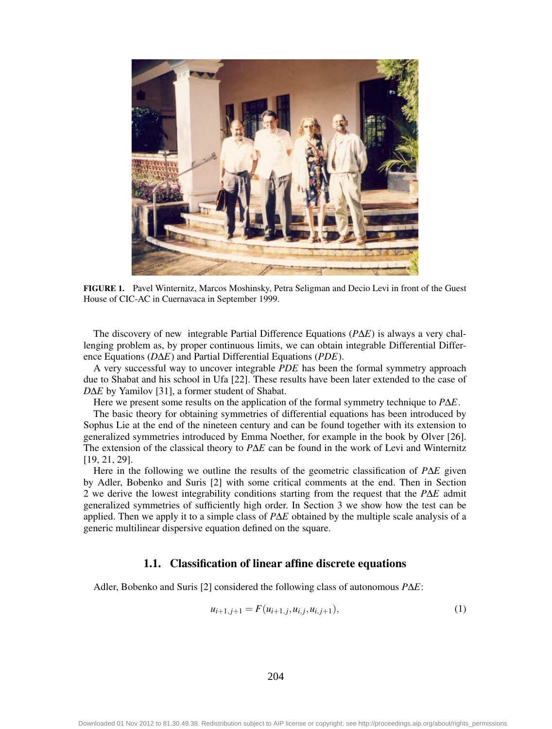**FIGURE 1.** Pavel Winternitz, Marcos Moshinsky, Petra Seligman and Decio Levi in front of the Guest House of CIC-AC in Cuernavaca in September 1999.

The discovery of new integrable Partial Difference Equations (*P*Δ*E*) is always a very challenging problem as, by proper continuous limits, we can obtain integrable Differential Difference Equations (*D*Δ*E*) and Partial Differential Equations (*PDE*).

A very successful way to uncover integrable *PDE* has been the formal symmetry approach due to Shabat and his school in Ufa [22]. These results have been later extended to the case of *D*Δ*E* by Yamilov [31], a former student of Shabat.

Here we present some results on the application of the formal symmetry technique to *P*Δ*E*.

The basic theory for obtaining symmetries of differential equations has been introduced by Sophus Lie at the end of the nineteen century and can be found together with its extension to generalized symmetries introduced by Emma Noether, for example in the book by Olver [26]. The extension of the classical theory to *P*Δ*E* can be found in the work of Levi and Winternitz [19, 21, 29].

Here in the following we outline the results of the geometric classification of *P*Δ*E* given by Adler, Bobenko and Suris [2] with some critical comments at the end. Then in Section 2 we derive the lowest integrability conditions starting from the request that the *P*Δ*E* admit generalized symmetries of sufficiently high order. In Section 3 we show how the test can be applied. Then we apply it to a simple class of *P*Δ*E* obtained by the multiple scale analysis of a generic multilinear dispersive equation defined on the square.

### 1.1. Classification of linear affine discrete equations

Adler, Bobenko and Suris [2] considered the following class of autonomous *P*Δ*E*:

$$u_{i+1,j+1} = F(u_{i+1,j}, u_{i,j}, u_{i,j+1}), \tag{1}$$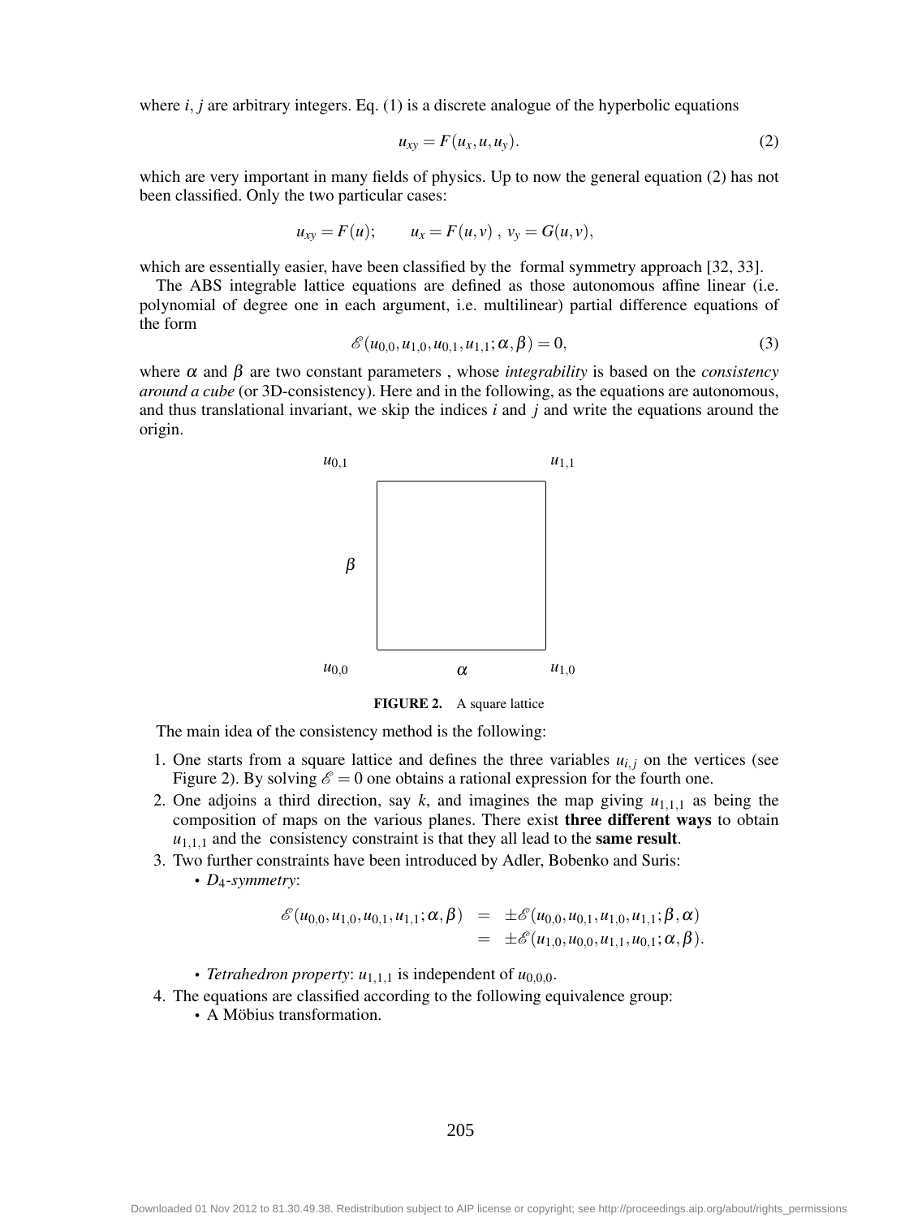where $i$, $j$ are arbitrary integers. Eq. (1) is a discrete analogue of the hyperbolic equations

$$u_{xy} = F(u_x, u, u_y). \tag{2}$$

which are very important in many fields of physics. Up to now the general equation (2) has not been classified. Only the two particular cases:

$$u_{xy} = F(u); \qquad u_x = F(u, v)\ ,\ v_y = G(u, v),$$

which are essentially easier, have been classified by the formal symmetry approach [32, 33].

The ABS integrable lattice equations are defined as those autonomous affine linear (i.e. polynomial of degree one in each argument, i.e. multilinear) partial difference equations of the form

$$\mathscr{E}(u_{0,0}, u_{1,0}, u_{0,1}, u_{1,1}; \alpha, \beta) = 0, \tag{3}$$

where $\alpha$ and $\beta$ are two constant parameters , whose *integrability* is based on the *consistency around a cube* (or 3D-consistency). Here and in the following, as the equations are autonomous, and thus translational invariant, we skip the indices $i$ and $j$ and write the equations around the origin.

**FIGURE 2.** A square lattice

The main idea of the consistency method is the following:

1. One starts from a square lattice and defines the three variables $u_{i,j}$ on the vertices (see Figure 2). By solving $\mathscr{E} = 0$ one obtains a rational expression for the fourth one.
2. One adjoins a third direction, say $k$, and imagines the map giving $u_{1,1,1}$ as being the composition of maps on the various planes. There exist **three different ways** to obtain $u_{1,1,1}$ and the consistency constraint is that they all lead to the **same result**.
3. Two further constraints have been introduced by Adler, Bobenko and Suris:
   - *$D_4$-symmetry*:

$$\begin{aligned}\mathscr{E}(u_{0,0}, u_{1,0}, u_{0,1}, u_{1,1}; \alpha, \beta) &= \pm\mathscr{E}(u_{0,0}, u_{0,1}, u_{1,0}, u_{1,1}; \beta, \alpha) \\ &= \pm\mathscr{E}(u_{1,0}, u_{0,0}, u_{1,1}, u_{0,1}; \alpha, \beta).\end{aligned}$$

   - *Tetrahedron property*: $u_{1,1,1}$ is independent of $u_{0,0,0}$.
4. The equations are classified according to the following equivalence group:
   - A Möbius transformation.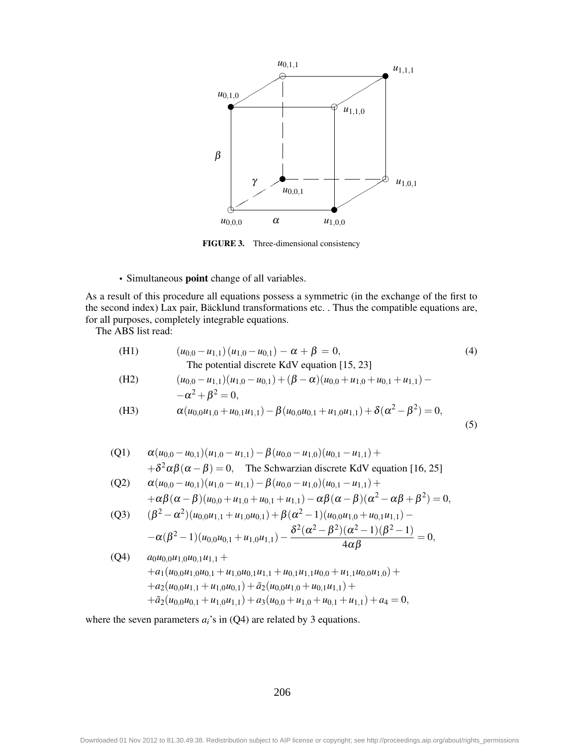FIGURE 3. Three-dimensional consistency

- Simultaneous **point** change of all variables.

As a result of this procedure all equations possess a symmetric (in the exchange of the first to the second index) Lax pair, Bäcklund transformations etc. . Thus the compatible equations are, for all purposes, completely integrable equations.

The ABS list read:

$$\text{(H1)} \qquad (u_{0,0} - u_{1,1})(u_{1,0} - u_{0,1}) - \alpha + \beta = 0, \tag{4}$$

The potential discrete KdV equation [15, 23]

$$\text{(H2)} \qquad (u_{0,0} - u_{1,1})(u_{1,0} - u_{0,1}) + (\beta - \alpha)(u_{0,0} + u_{1,0} + u_{0,1} + u_{1,1}) - \\ -\alpha^2 + \beta^2 = 0,$$

$$\text{(H3)} \qquad \alpha(u_{0,0}u_{1,0} + u_{0,1}u_{1,1}) - \beta(u_{0,0}u_{0,1} + u_{1,0}u_{1,1}) + \delta(\alpha^2 - \beta^2) = 0, \tag{5}$$

$$\text{(Q1)} \qquad \alpha(u_{0,0} - u_{0,1})(u_{1,0} - u_{1,1}) - \beta(u_{0,0} - u_{1,0})(u_{0,1} - u_{1,1}) + \\ +\delta^2\alpha\beta(\alpha - \beta) = 0,$$

The Schwarzian discrete KdV equation [16, 25]

$$\text{(Q2)} \qquad \alpha(u_{0,0} - u_{0,1})(u_{1,0} - u_{1,1}) - \beta(u_{0,0} - u_{1,0})(u_{0,1} - u_{1,1}) + \\ +\alpha\beta(\alpha - \beta)(u_{0,0} + u_{1,0} + u_{0,1} + u_{1,1}) - \alpha\beta(\alpha - \beta)(\alpha^2 - \alpha\beta + \beta^2) = 0,$$

$$\text{(Q3)} \qquad (\beta^2 - \alpha^2)(u_{0,0}u_{1,1} + u_{1,0}u_{0,1}) + \beta(\alpha^2 - 1)(u_{0,0}u_{1,0} + u_{0,1}u_{1,1}) - \\ -\alpha(\beta^2 - 1)(u_{0,0}u_{0,1} + u_{1,0}u_{1,1}) - \frac{\delta^2(\alpha^2 - \beta^2)(\alpha^2 - 1)(\beta^2 - 1)}{4\alpha\beta} = 0,$$

$$\text{(Q4)} \qquad a_0 u_{0,0}u_{1,0}u_{0,1}u_{1,1} + \\ +a_1(u_{0,0}u_{1,0}u_{0,1} + u_{1,0}u_{0,1}u_{1,1} + u_{0,1}u_{1,1}u_{0,0} + u_{1,1}u_{0,0}u_{1,0}) + \\ +a_2(u_{0,0}u_{1,1} + u_{1,0}u_{0,1}) + \bar{a}_2(u_{0,0}u_{1,0} + u_{0,1}u_{1,1}) + \\ +\tilde{a}_2(u_{0,0}u_{0,1} + u_{1,0}u_{1,1}) + a_3(u_{0,0} + u_{1,0} + u_{0,1} + u_{1,1}) + a_4 = 0,$$

where the seven parameters $a_i$'s in (Q4) are related by 3 equations.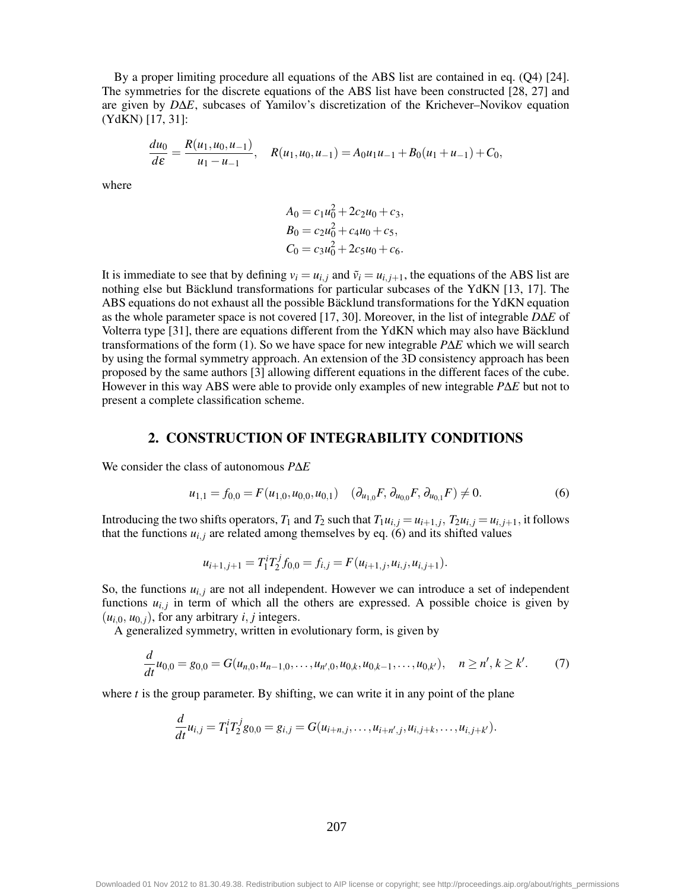By a proper limiting procedure all equations of the ABS list are contained in eq. (Q4) [24]. The symmetries for the discrete equations of the ABS list have been constructed [28, 27] and are given by *D*Δ*E*, subcases of Yamilov's discretization of the Krichever–Novikov equation (YdKN) [17, 31]:

$$\frac{du_0}{d\varepsilon} = \frac{R(u_1,u_0,u_{-1})}{u_1 - u_{-1}}, \quad R(u_1,u_0,u_{-1}) = A_0 u_1 u_{-1} + B_0(u_1 + u_{-1}) + C_0,$$

where

$$A_0 = c_1 u_0^2 + 2c_2 u_0 + c_3,$$
$$B_0 = c_2 u_0^2 + c_4 u_0 + c_5,$$
$$C_0 = c_3 u_0^2 + 2c_5 u_0 + c_6.$$

It is immediate to see that by defining $v_i = u_{i,j}$ and $\tilde{v}_i = u_{i,j+1}$, the equations of the ABS list are nothing else but Bäcklund transformations for particular subcases of the YdKN [13, 17]. The ABS equations do not exhaust all the possible Bäcklund transformations for the YdKN equation as the whole parameter space is not covered [17, 30]. Moreover, in the list of integrable *D*Δ*E* of Volterra type [31], there are equations different from the YdKN which may also have Bäcklund transformations of the form (1). So we have space for new integrable *P*Δ*E* which we will search by using the formal symmetry approach. An extension of the 3D consistency approach has been proposed by the same authors [3] allowing different equations in the different faces of the cube. However in this way ABS were able to provide only examples of new integrable *P*Δ*E* but not to present a complete classification scheme.

## 2. CONSTRUCTION OF INTEGRABILITY CONDITIONS

We consider the class of autonomous *P*Δ*E*

$$u_{1,1} = f_{0,0} = F(u_{1,0}, u_{0,0}, u_{0,1}) \quad (\partial_{u_{1,0}}F, \partial_{u_{0,0}}F, \partial_{u_{0,1}}F) \neq 0. \tag{6}$$

Introducing the two shifts operators, $T_1$ and $T_2$ such that $T_1 u_{i,j} = u_{i+1,j}$, $T_2 u_{i,j} = u_{i,j+1}$, it follows that the functions $u_{i,j}$ are related among themselves by eq. (6) and its shifted values

$$u_{i+1,j+1} = T_1^i T_2^j f_{0,0} = f_{i,j} = F(u_{i+1,j}, u_{i,j}, u_{i,j+1}).$$

So, the functions $u_{i,j}$ are not all independent. However we can introduce a set of independent functions $u_{i,j}$ in term of which all the others are expressed. A possible choice is given by $(u_{i,0}, u_{0,j})$, for any arbitrary $i, j$ integers.

A generalized symmetry, written in evolutionary form, is given by

$$\frac{d}{dt}u_{0,0} = g_{0,0} = G(u_{n,0}, u_{n-1,0}, \ldots, u_{n',0}, u_{0,k}, u_{0,k-1}, \ldots, u_{0,k'}), \quad n \geq n', k \geq k'. \tag{7}$$

where $t$ is the group parameter. By shifting, we can write it in any point of the plane

$$\frac{d}{dt}u_{i,j} = T_1^i T_2^j g_{0,0} = g_{i,j} = G(u_{i+n,j}, \ldots, u_{i+n',j}, u_{i,j+k}, \ldots, u_{i,j+k'}).$$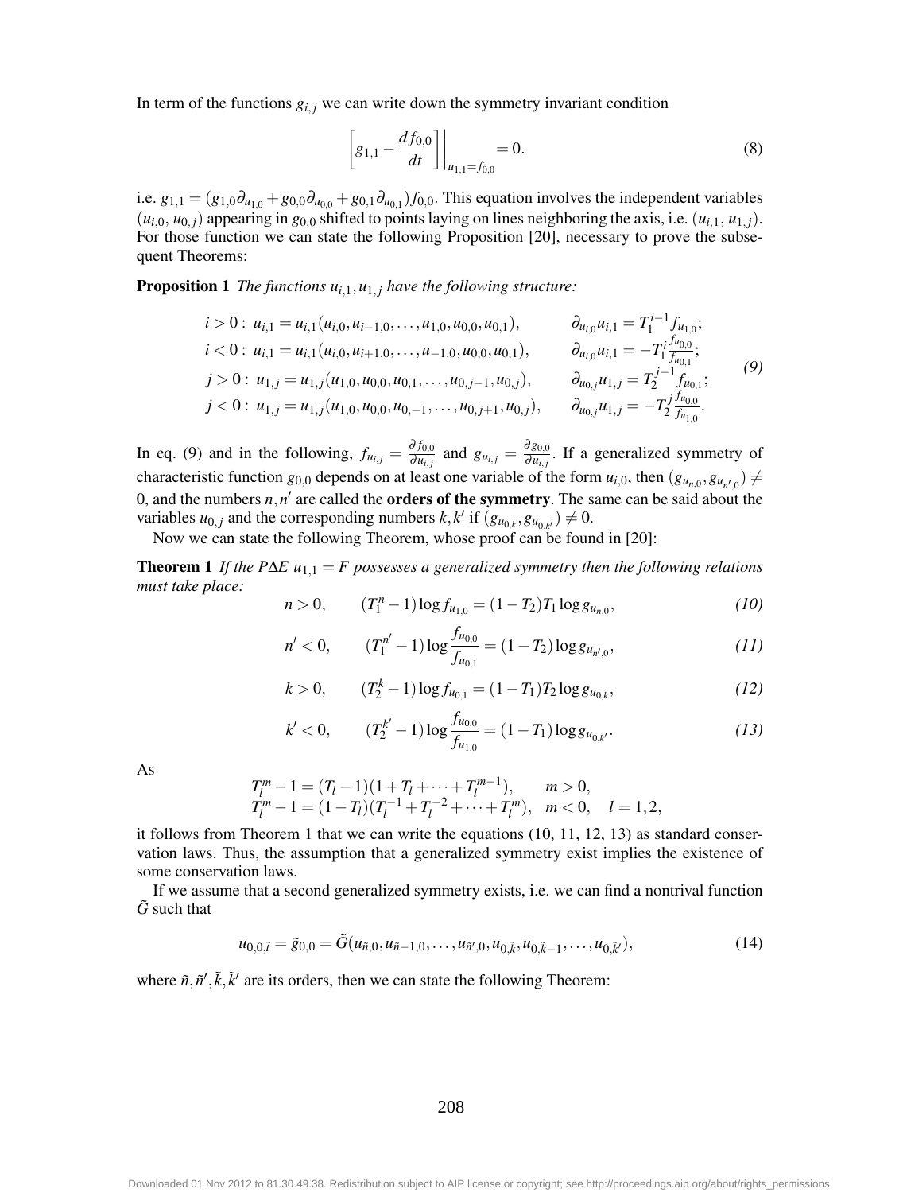In term of the functions $g_{i,j}$ we can write down the symmetry invariant condition

$$\left[ g_{1,1} - \frac{d f_{0,0}}{dt} \right] \Bigg|_{u_{1,1}=f_{0,0}} = 0. \tag{8}$$

i.e. $g_{1,1} = (g_{1,0}\partial_{u_{1,0}} + g_{0,0}\partial_{u_{0,0}} + g_{0,1}\partial_{u_{0,1}}) f_{0,0}$. This equation involves the independent variables $(u_{i,0}, u_{0,j})$ appearing in $g_{0,0}$ shifted to points laying on lines neighboring the axis, i.e. $(u_{i,1}, u_{1,j})$. For those function we can state the following Proposition [20], necessary to prove the subsequent Theorems:

**Proposition 1** *The functions $u_{i,1}, u_{1,j}$ have the following structure:*

$$\begin{array}{ll}
i > 0: \; u_{i,1} = u_{i,1}(u_{i,0}, u_{i-1,0}, \ldots, u_{1,0}, u_{0,0}, u_{0,1}), & \partial_{u_{i,0}} u_{i,1} = T_1^{i-1} f_{u_{1,0}}; \\
i < 0: \; u_{i,1} = u_{i,1}(u_{i,0}, u_{i+1,0}, \ldots, u_{-1,0}, u_{0,0}, u_{0,1}), & \partial_{u_{i,0}} u_{i,1} = -T_1^{i} \frac{f_{u_{0,0}}}{f_{u_{0,1}}}; \\
j > 0: \; u_{1,j} = u_{1,j}(u_{1,0}, u_{0,0}, u_{0,1}, \ldots, u_{0,j-1}, u_{0,j}), & \partial_{u_{0,j}} u_{1,j} = T_2^{j-1} f_{u_{0,1}}; \\
j < 0: \; u_{1,j} = u_{1,j}(u_{1,0}, u_{0,0}, u_{0,-1}, \ldots, u_{0,j+1}, u_{0,j}), & \partial_{u_{0,j}} u_{1,j} = -T_2^{j} \frac{f_{u_{0,0}}}{f_{u_{1,0}}}.
\end{array} \tag{9}$$

In eq. (9) and in the following, $f_{u_{i,j}} = \frac{\partial f_{0,0}}{\partial u_{i,j}}$ and $g_{u_{i,j}} = \frac{\partial g_{0,0}}{\partial u_{i,j}}$. If a generalized symmetry of characteristic function $g_{0,0}$ depends on at least one variable of the form $u_{i,0}$, then $(g_{u_{n,0}}, g_{u_{n',0}}) \neq 0$, and the numbers $n, n'$ are called the **orders of the symmetry**. The same can be said about the variables $u_{0,j}$ and the corresponding numbers $k, k'$ if $(g_{u_{0,k}}, g_{u_{0,k'}}) \neq 0$.

Now we can state the following Theorem, whose proof can be found in [20]:

**Theorem 1** *If the P$\Delta$E $u_{1,1} = F$ possesses a generalized symmetry then the following relations must take place:*

$$n > 0, \qquad (T_1^n - 1) \log f_{u_{1,0}} = (1 - T_2) T_1 \log g_{u_{n,0}}, \tag{10}$$

$$n' < 0, \qquad (T_1^{n'} - 1) \log \frac{f_{u_{0,0}}}{f_{u_{0,1}}} = (1 - T_2) \log g_{u_{n',0}}, \tag{11}$$

$$k > 0, \qquad (T_2^k - 1) \log f_{u_{0,1}} = (1 - T_1) T_2 \log g_{u_{0,k}}, \tag{12}$$

$$k' < 0, \qquad (T_2^{k'} - 1) \log \frac{f_{u_{0,0}}}{f_{u_{1,0}}} = (1 - T_1) \log g_{u_{0,k'}}. \tag{13}$$

As

$$\begin{array}{ll}
T_l^m - 1 = (T_l - 1)(1 + T_l + \cdots + T_l^{m-1}), & m > 0, \\
T_l^m - 1 = (1 - T_l)(T_l^{-1} + T_l^{-2} + \cdots + T_l^{m}), & m < 0, \quad l = 1, 2,
\end{array}$$

it follows from Theorem 1 that we can write the equations (10, 11, 12, 13) as standard conservation laws. Thus, the assumption that a generalized symmetry exist implies the existence of some conservation laws.

If we assume that a second generalized symmetry exists, i.e. we can find a nontrival function $\tilde{G}$ such that

$$u_{0,0,\tilde{t}} = \tilde{g}_{0,0} = \tilde{G}(u_{\tilde{n},0}, u_{\tilde{n}-1,0}, \ldots, u_{\tilde{n}',0}, u_{0,\tilde{k}}, u_{0,\tilde{k}-1}, \ldots, u_{0,\tilde{k}'}), \tag{14}$$

where $\tilde{n}, \tilde{n}', \tilde{k}, \tilde{k}'$ are its orders, then we can state the following Theorem: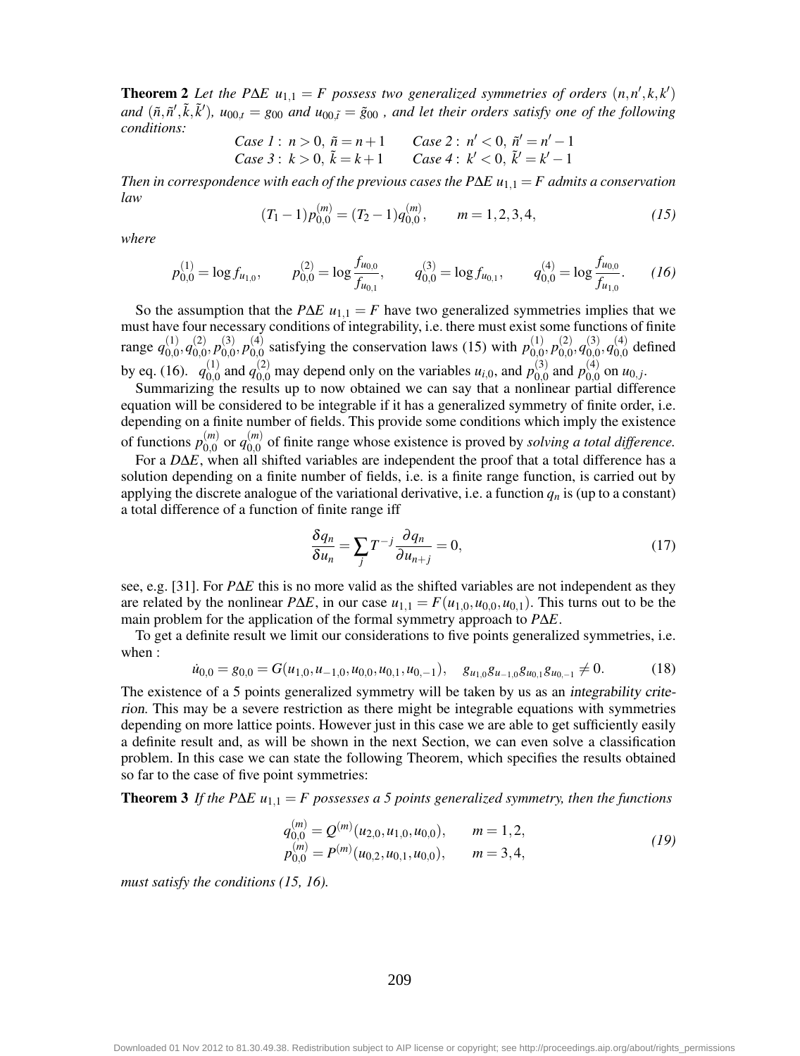**Theorem 2** *Let the P$\Delta$E $u_{1,1} = F$ possess two generalized symmetries of orders $(n, n', k, k')$ and $(\tilde{n}, \tilde{n}', \tilde{k}, \tilde{k}')$, $u_{00,t} = g_{00}$ and $u_{00,\tilde{t}} = \tilde{g}_{00}$ , and let their orders satisfy one of the following conditions:*

$$\textit{Case 1}: \; n > 0, \; \tilde{n} = n+1 \qquad \textit{Case 2}: \; n' < 0, \; \tilde{n}' = n' - 1$$
$$\textit{Case 3}: \; k > 0, \; \tilde{k} = k+1 \qquad \textit{Case 4}: \; k' < 0, \; \tilde{k}' = k' - 1$$

*Then in correspondence with each of the previous cases the P$\Delta$E $u_{1,1} = F$ admits a conservation law*

$$(T_1 - 1) p_{0,0}^{(m)} = (T_2 - 1) q_{0,0}^{(m)}, \qquad m = 1,2,3,4, \tag{15}$$

*where*

$$p_{0,0}^{(1)} = \log f_{u_{1,0}}, \qquad p_{0,0}^{(2)} = \log \frac{f_{u_{0,0}}}{f_{u_{0,1}}}, \qquad q_{0,0}^{(3)} = \log f_{u_{0,1}}, \qquad q_{0,0}^{(4)} = \log \frac{f_{u_{0,0}}}{f_{u_{1,0}}}. \tag{16}$$

So the assumption that the *P$\Delta$E $u_{1,1} = F$* have two generalized symmetries implies that we must have four necessary conditions of integrability, i.e. there must exist some functions of finite range $q_{0,0}^{(1)}, q_{0,0}^{(2)}, p_{0,0}^{(3)}, p_{0,0}^{(4)}$ satisfying the conservation laws (15) with $p_{0,0}^{(1)}, p_{0,0}^{(2)}, q_{0,0}^{(3)}, q_{0,0}^{(4)}$ defined by eq. (16). $q_{0,0}^{(1)}$ and $q_{0,0}^{(2)}$ may depend only on the variables $u_{i,0}$, and $p_{0,0}^{(3)}$ and $p_{0,0}^{(4)}$ on $u_{0,j}$.

Summarizing the results up to now obtained we can say that a nonlinear partial difference equation will be considered to be integrable if it has a generalized symmetry of finite order, i.e. depending on a finite number of fields. This provide some conditions which imply the existence of functions $p_{0,0}^{(m)}$ or $q_{0,0}^{(m)}$ of finite range whose existence is proved by *solving a total difference.*

For a *D$\Delta$E*, when all shifted variables are independent the proof that a total difference has a solution depending on a finite number of fields, i.e. is a finite range function, is carried out by applying the discrete analogue of the variational derivative, i.e. a function $q_n$ is (up to a constant) a total difference of a function of finite range iff

$$\frac{\delta q_n}{\delta u_n} = \sum_j T^{-j} \frac{\partial q_n}{\partial u_{n+j}} = 0, \tag{17}$$

see, e.g. [31]. For *P$\Delta$E* this is no more valid as the shifted variables are not independent as they are related by the nonlinear *P$\Delta$E*, in our case $u_{1,1} = F(u_{1,0}, u_{0,0}, u_{0,1})$. This turns out to be the main problem for the application of the formal symmetry approach to *P$\Delta$E*.

To get a definite result we limit our considerations to five points generalized symmetries, i.e. when :

$$\dot{u}_{0,0} = g_{0,0} = G(u_{1,0}, u_{-1,0}, u_{0,0}, u_{0,1}, u_{0,-1}), \quad g_{u_{1,0}} g_{u_{-1,0}} g_{u_{0,1}} g_{u_{0,-1}} \neq 0. \tag{18}$$

The existence of a 5 points generalized symmetry will be taken by us as an *integrability criterion*. This may be a severe restriction as there might be integrable equations with symmetries depending on more lattice points. However just in this case we are able to get sufficiently easily a definite result and, as will be shown in the next Section, we can even solve a classification problem. In this case we can state the following Theorem, which specifies the results obtained so far to the case of five point symmetries:

**Theorem 3** *If the P$\Delta$E $u_{1,1} = F$ possesses a 5 points generalized symmetry, then the functions*

$$\begin{aligned} q_{0,0}^{(m)} &= Q^{(m)}(u_{2,0}, u_{1,0}, u_{0,0}), \qquad m = 1,2, \\ p_{0,0}^{(m)} &= P^{(m)}(u_{0,2}, u_{0,1}, u_{0,0}), \qquad m = 3,4, \end{aligned} \tag{19}$$

*must satisfy the conditions (15, 16).*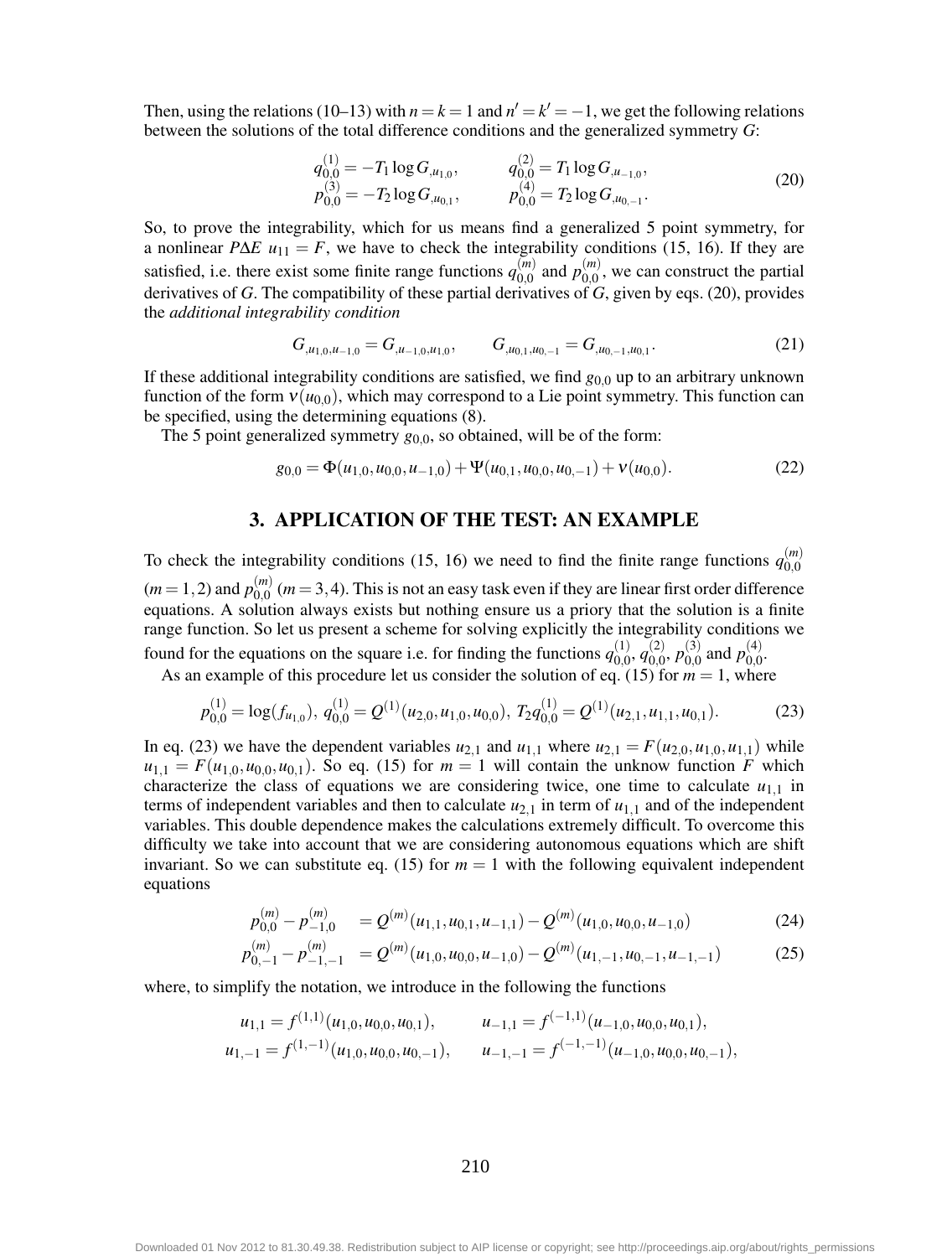Then, using the relations (10–13) with $n = k = 1$ and $n' = k' = -1$, we get the following relations between the solutions of the total difference conditions and the generalized symmetry $G$:

$$
\begin{aligned}
q_{0,0}^{(1)} &= -T_1 \log G_{,u_{1,0}}, \qquad & q_{0,0}^{(2)} &= T_1 \log G_{,u_{-1,0}}, \\
p_{0,0}^{(3)} &= -T_2 \log G_{,u_{0,1}}, \qquad & p_{0,0}^{(4)} &= T_2 \log G_{,u_{0,-1}}.
\end{aligned} \tag{20}
$$

So, to prove the integrability, which for us means find a generalized 5 point symmetry, for a nonlinear $P\Delta E$ $u_{11} = F$, we have to check the integrability conditions (15, 16). If they are satisfied, i.e. there exist some finite range functions $q_{0,0}^{(m)}$ and $p_{0,0}^{(m)}$, we can construct the partial derivatives of $G$. The compatibility of these partial derivatives of $G$, given by eqs. (20), provides the *additional integrability condition*

$$
G_{,u_{1,0},u_{-1,0}} = G_{,u_{-1,0},u_{1,0}}, \qquad G_{,u_{0,1},u_{0,-1}} = G_{,u_{0,-1},u_{0,1}}. \tag{21}
$$

If these additional integrability conditions are satisfied, we find $g_{0,0}$ up to an arbitrary unknown function of the form $\nu(u_{0,0})$, which may correspond to a Lie point symmetry. This function can be specified, using the determining equations (8).

The 5 point generalized symmetry $g_{0,0}$, so obtained, will be of the form:

$$
g_{0,0} = \Phi(u_{1,0}, u_{0,0}, u_{-1,0}) + \Psi(u_{0,1}, u_{0,0}, u_{0,-1}) + \nu(u_{0,0}). \tag{22}
$$

## 3. APPLICATION OF THE TEST: AN EXAMPLE

To check the integrability conditions (15, 16) we need to find the finite range functions $q_{0,0}^{(m)}$ ($m = 1, 2$) and $p_{0,0}^{(m)}$ ($m = 3, 4$). This is not an easy task even if they are linear first order difference equations. A solution always exists but nothing ensure us a priory that the solution is a finite range function. So let us present a scheme for solving explicitly the integrability conditions we found for the equations on the square i.e. for finding the functions $q_{0,0}^{(1)}$, $q_{0,0}^{(2)}$, $p_{0,0}^{(3)}$ and $p_{0,0}^{(4)}$.

As an example of this procedure let us consider the solution of eq. (15) for $m = 1$, where

$$
p_{0,0}^{(1)} = \log(f_{u_{1,0}}), \; q_{0,0}^{(1)} = Q^{(1)}(u_{2,0}, u_{1,0}, u_{0,0}), \; T_2 q_{0,0}^{(1)} = Q^{(1)}(u_{2,1}, u_{1,1}, u_{0,1}). \tag{23}
$$

In eq. (23) we have the dependent variables $u_{2,1}$ and $u_{1,1}$ where $u_{2,1} = F(u_{2,0}, u_{1,0}, u_{1,1})$ while $u_{1,1} = F(u_{1,0}, u_{0,0}, u_{0,1})$. So eq. (15) for $m = 1$ will contain the unknow function $F$ which characterize the class of equations we are considering twice, one time to calculate $u_{1,1}$ in terms of independent variables and then to calculate $u_{2,1}$ in term of $u_{1,1}$ and of the independent variables. This double dependence makes the calculations extremely difficult. To overcome this difficulty we take into account that we are considering autonomous equations which are shift invariant. So we can substitute eq. (15) for $m = 1$ with the following equivalent independent equations

$$
p_{0,0}^{(m)} - p_{-1,0}^{(m)} = Q^{(m)}(u_{1,1}, u_{0,1}, u_{-1,1}) - Q^{(m)}(u_{1,0}, u_{0,0}, u_{-1,0}) \tag{24}
$$

$$
p_{0,-1}^{(m)} - p_{-1,-1}^{(m)} = Q^{(m)}(u_{1,0}, u_{0,0}, u_{-1,0}) - Q^{(m)}(u_{1,-1}, u_{0,-1}, u_{-1,-1}) \tag{25}
$$

where, to simplify the notation, we introduce in the following the functions

$$
\begin{aligned}
u_{1,1} &= f^{(1,1)}(u_{1,0}, u_{0,0}, u_{0,1}), \qquad & u_{-1,1} &= f^{(-1,1)}(u_{-1,0}, u_{0,0}, u_{0,1}), \\
u_{1,-1} &= f^{(1,-1)}(u_{1,0}, u_{0,0}, u_{0,-1}), \qquad & u_{-1,-1} &= f^{(-1,-1)}(u_{-1,0}, u_{0,0}, u_{0,-1}),
\end{aligned}
$$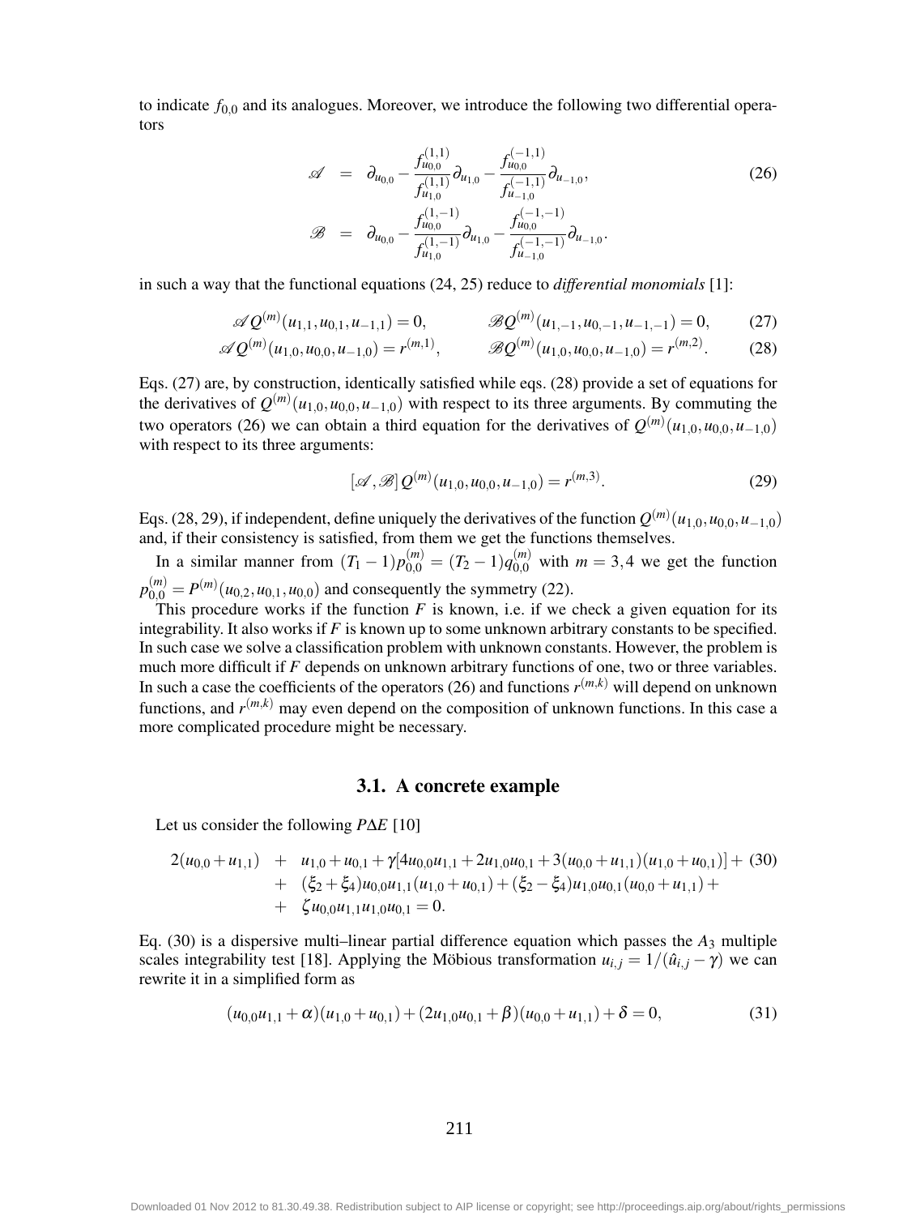to indicate $f_{0,0}$ and its analogues. Moreover, we introduce the following two differential operators

$$
\begin{aligned}
\mathscr{A} &= \partial_{u_{0,0}} - \frac{f^{(1,1)}_{u_{0,0}}}{f^{(1,1)}_{u_{1,0}}}\partial_{u_{1,0}} - \frac{f^{(-1,1)}_{u_{0,0}}}{f^{(-1,1)}_{u_{-1,0}}}\partial_{u_{-1,0}}, \\
\mathscr{B} &= \partial_{u_{0,0}} - \frac{f^{(1,-1)}_{u_{0,0}}}{f^{(1,-1)}_{u_{1,0}}}\partial_{u_{1,0}} - \frac{f^{(-1,-1)}_{u_{0,0}}}{f^{(-1,-1)}_{u_{-1,0}}}\partial_{u_{-1,0}}.
\end{aligned} \tag{26}
$$

in such a way that the functional equations (24, 25) reduce to *differential monomials* [1]:

$$
\mathscr{A}\, Q^{(m)}(u_{1,1}, u_{0,1}, u_{-1,1}) = 0, \qquad \mathscr{B}\, Q^{(m)}(u_{1,-1}, u_{0,-1}, u_{-1,-1}) = 0, \tag{27}
$$

$$
\mathscr{A}\, Q^{(m)}(u_{1,0}, u_{0,0}, u_{-1,0}) = r^{(m,1)}, \qquad \mathscr{B}\, Q^{(m)}(u_{1,0}, u_{0,0}, u_{-1,0}) = r^{(m,2)}. \tag{28}
$$

Eqs. (27) are, by construction, identically satisfied while eqs. (28) provide a set of equations for the derivatives of $Q^{(m)}(u_{1,0}, u_{0,0}, u_{-1,0})$ with respect to its three arguments. By commuting the two operators (26) we can obtain a third equation for the derivatives of $Q^{(m)}(u_{1,0}, u_{0,0}, u_{-1,0})$ with respect to its three arguments:

$$
[\mathscr{A}, \mathscr{B}]\, Q^{(m)}(u_{1,0}, u_{0,0}, u_{-1,0}) = r^{(m,3)}. \tag{29}
$$

Eqs. (28, 29), if independent, define uniquely the derivatives of the function $Q^{(m)}(u_{1,0}, u_{0,0}, u_{-1,0})$ and, if their consistency is satisfied, from them we get the functions themselves.

In a similar manner from $(T_1 - 1)p^{(m)}_{0,0} = (T_2 - 1)q^{(m)}_{0,0}$ with $m = 3, 4$ we get the function $p^{(m)}_{0,0} = P^{(m)}(u_{0,2}, u_{0,1}, u_{0,0})$ and consequently the symmetry (22).

This procedure works if the function $F$ is known, i.e. if we check a given equation for its integrability. It also works if $F$ is known up to some unknown arbitrary constants to be specified. In such case we solve a classification problem with unknown constants. However, the problem is much more difficult if $F$ depends on unknown arbitrary functions of one, two or three variables. In such a case the coefficients of the operators (26) and functions $r^{(m,k)}$ will depend on unknown functions, and $r^{(m,k)}$ may even depend on the composition of unknown functions. In this case a more complicated procedure might be necessary.

### 3.1. A concrete example

Let us consider the following $P\Delta E$ [10]

$$
\begin{aligned}
2(u_{0,0} + u_{1,1}) &+ u_{1,0} + u_{0,1} + \gamma[4u_{0,0}u_{1,1} + 2u_{1,0}u_{0,1} + 3(u_{0,0} + u_{1,1})(u_{1,0} + u_{0,1})] + \\
&+ (\xi_2 + \xi_4)u_{0,0}u_{1,1}(u_{1,0} + u_{0,1}) + (\xi_2 - \xi_4)u_{1,0}u_{0,1}(u_{0,0} + u_{1,1}) + \\
&+ \zeta u_{0,0}u_{1,1}u_{1,0}u_{0,1} = 0.
\end{aligned} \tag{30}
$$

Eq. (30) is a dispersive multi–linear partial difference equation which passes the $A_3$ multiple scales integrability test [18]. Applying the Möbious transformation $u_{i,j} = 1/(\hat{u}_{i,j} - \gamma)$ we can rewrite it in a simplified form as

$$
(u_{0,0}u_{1,1} + \alpha)(u_{1,0} + u_{0,1}) + (2u_{1,0}u_{0,1} + \beta)(u_{0,0} + u_{1,1}) + \delta = 0, \tag{31}
$$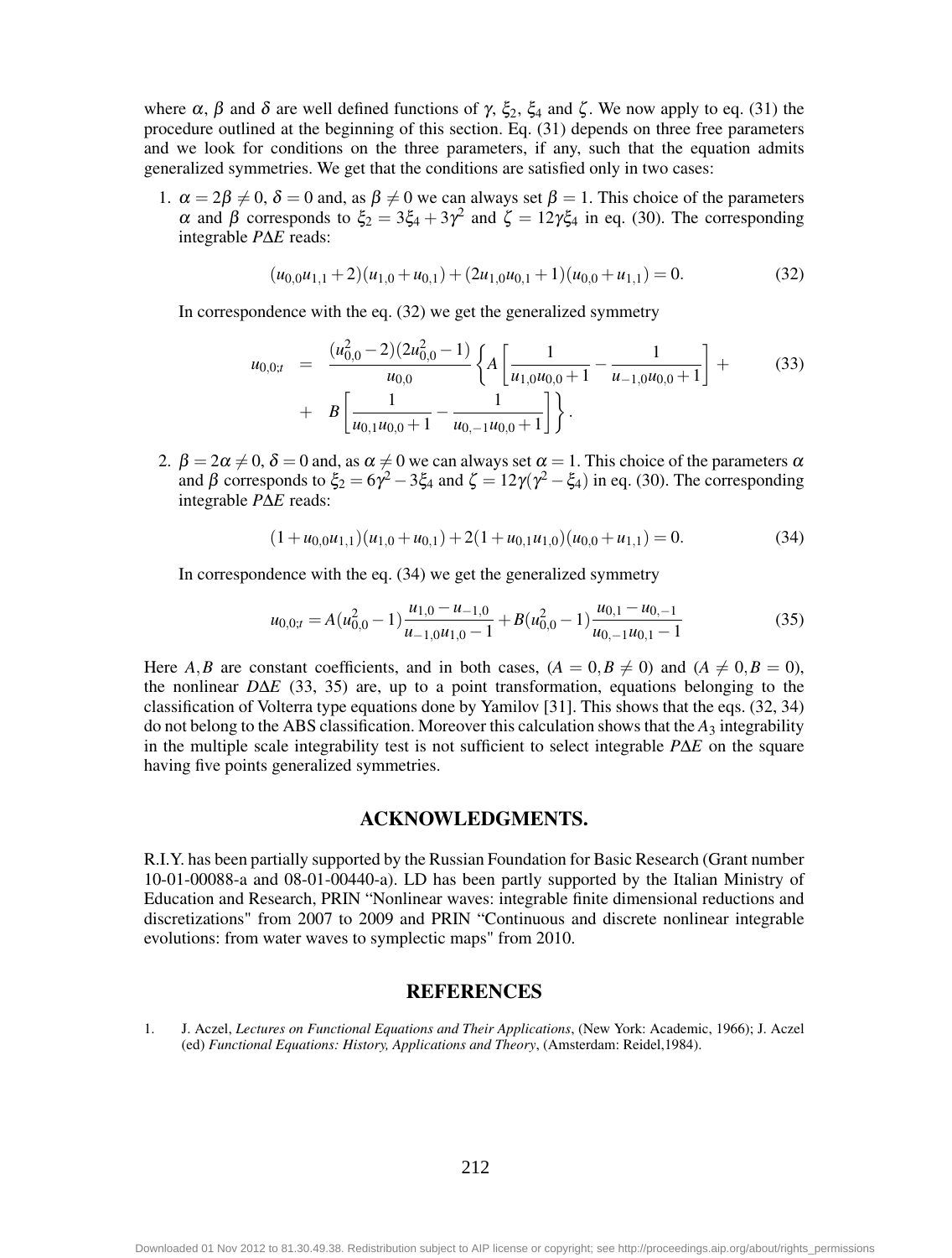where $\alpha$, $\beta$ and $\delta$ are well defined functions of $\gamma$, $\xi_2$, $\xi_4$ and $\zeta$. We now apply to eq. (31) the procedure outlined at the beginning of this section. Eq. (31) depends on three free parameters and we look for conditions on the three parameters, if any, such that the equation admits generalized symmetries. We get that the conditions are satisfied only in two cases:

1. $\alpha = 2\beta \neq 0$, $\delta = 0$ and, as $\beta \neq 0$ we can always set $\beta = 1$. This choice of the parameters $\alpha$ and $\beta$ corresponds to $\xi_2 = 3\xi_4 + 3\gamma^2$ and $\zeta = 12\gamma\xi_4$ in eq. (30). The corresponding integrable *P*Δ*E* reads:

$$(u_{0,0}u_{1,1} + 2)(u_{1,0} + u_{0,1}) + (2u_{1,0}u_{0,1} + 1)(u_{0,0} + u_{1,1}) = 0. \tag{32}$$

   In correspondence with the eq. (32) we get the generalized symmetry

$$\begin{aligned} u_{0,0;t} &= \frac{(u_{0,0}^2 - 2)(2u_{0,0}^2 - 1)}{u_{0,0}} \left\{ A \left[ \frac{1}{u_{1,0}u_{0,0} + 1} - \frac{1}{u_{-1,0}u_{0,0} + 1} \right] + \right. \\ &+ \left. B \left[ \frac{1}{u_{0,1}u_{0,0} + 1} - \frac{1}{u_{0,-1}u_{0,0} + 1} \right] \right\}. \end{aligned} \tag{33}$$

2. $\beta = 2\alpha \neq 0$, $\delta = 0$ and, as $\alpha \neq 0$ we can always set $\alpha = 1$. This choice of the parameters $\alpha$ and $\beta$ corresponds to $\xi_2 = 6\gamma^2 - 3\xi_4$ and $\zeta = 12\gamma(\gamma^2 - \xi_4)$ in eq. (30). The corresponding integrable *P*Δ*E* reads:

$$(1 + u_{0,0}u_{1,1})(u_{1,0} + u_{0,1}) + 2(1 + u_{0,1}u_{1,0})(u_{0,0} + u_{1,1}) = 0. \tag{34}$$

   In correspondence with the eq. (34) we get the generalized symmetry

$$u_{0,0;t} = A(u_{0,0}^2 - 1)\frac{u_{1,0} - u_{-1,0}}{u_{-1,0}u_{1,0} - 1} + B(u_{0,0}^2 - 1)\frac{u_{0,1} - u_{0,-1}}{u_{0,-1}u_{0,1} - 1} \tag{35}$$

Here $A, B$ are constant coefficients, and in both cases, ($A = 0, B \neq 0$) and ($A \neq 0, B = 0$), the nonlinear *D*Δ*E* (33, 35) are, up to a point transformation, equations belonging to the classification of Volterra type equations done by Yamilov [31]. This shows that the eqs. (32, 34) do not belong to the ABS classification. Moreover this calculation shows that the $A_3$ integrability in the multiple scale integrability test is not sufficient to select integrable *P*Δ*E* on the square having five points generalized symmetries.

## ACKNOWLEDGMENTS.

R.I.Y. has been partially supported by the Russian Foundation for Basic Research (Grant number 10-01-00088-a and 08-01-00440-a). LD has been partly supported by the Italian Ministry of Education and Research, PRIN "Nonlinear waves: integrable finite dimensional reductions and discretizations" from 2007 to 2009 and PRIN "Continuous and discrete nonlinear integrable evolutions: from water waves to symplectic maps" from 2010.

## REFERENCES

1. J. Aczel, *Lectures on Functional Equations and Their Applications*, (New York: Academic, 1966); J. Aczel (ed) *Functional Equations: History, Applications and Theory*, (Amsterdam: Reidel,1984).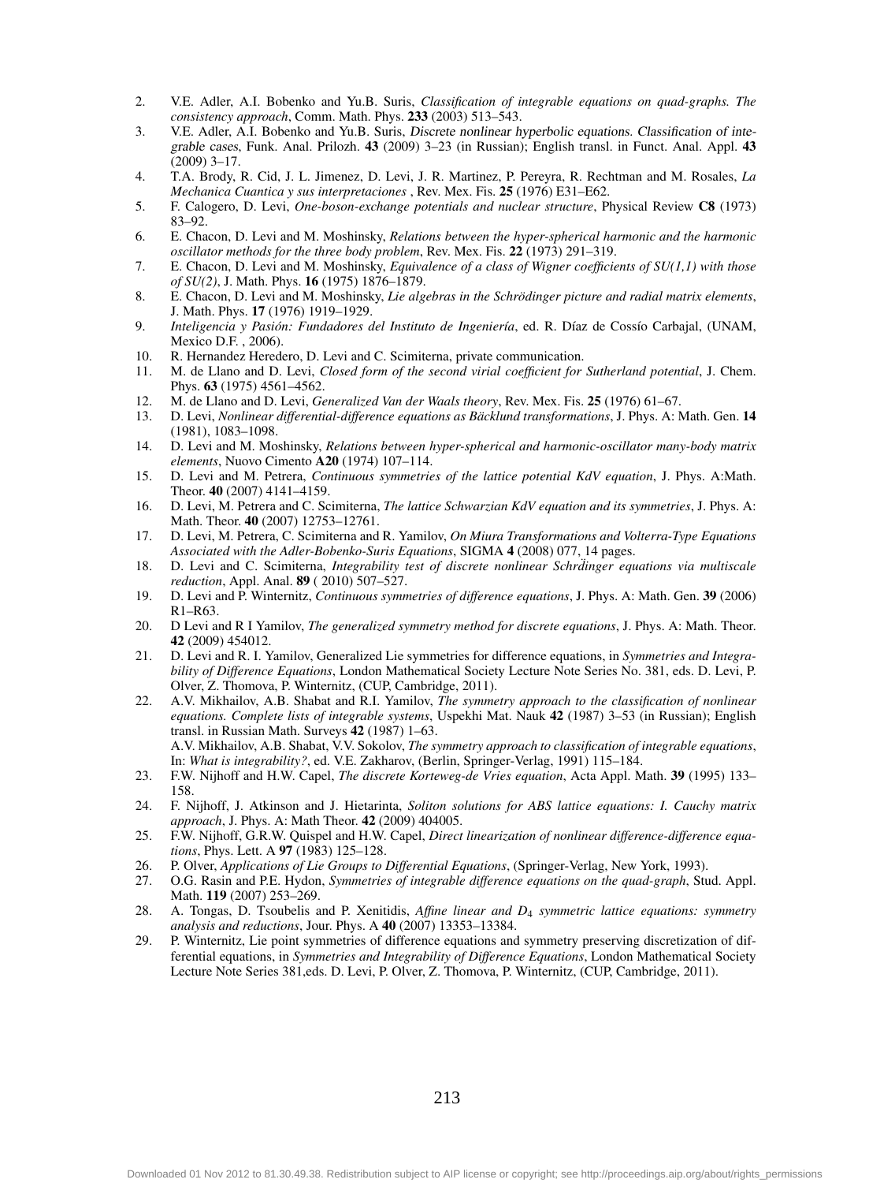2. V.E. Adler, A.I. Bobenko and Yu.B. Suris, *Classification of integrable equations on quad-graphs. The consistency approach*, Comm. Math. Phys. **233** (2003) 513–543.
3. V.E. Adler, A.I. Bobenko and Yu.B. Suris, *Discrete nonlinear hyperbolic equations. Classification of integrable cases*, Funk. Anal. Prilozh. **43** (2009) 3–23 (in Russian); English transl. in Funct. Anal. Appl. **43** (2009) 3–17.
4. T.A. Brody, R. Cid, J. L. Jimenez, D. Levi, J. R. Martinez, P. Pereyra, R. Rechtman and M. Rosales, *La Mechanica Cuantica y sus interpretaciones* , Rev. Mex. Fis. **25** (1976) E31–E62.
5. F. Calogero, D. Levi, *One-boson-exchange potentials and nuclear structure*, Physical Review **C8** (1973) 83–92.
6. E. Chacon, D. Levi and M. Moshinsky, *Relations between the hyper-spherical harmonic and the harmonic oscillator methods for the three body problem*, Rev. Mex. Fis. **22** (1973) 291–319.
7. E. Chacon, D. Levi and M. Moshinsky, *Equivalence of a class of Wigner coefficients of SU(1,1) with those of SU(2)*, J. Math. Phys. **16** (1975) 1876–1879.
8. E. Chacon, D. Levi and M. Moshinsky, *Lie algebras in the Schrödinger picture and radial matrix elements*, J. Math. Phys. **17** (1976) 1919–1929.
9. *Inteligencia y Pasión: Fundadores del Instituto de Ingeniería*, ed. R. Díaz de Cossío Carbajal, (UNAM, Mexico D.F. , 2006).
10. R. Hernandez Heredero, D. Levi and C. Scimiterna, private communication.
11. M. de Llano and D. Levi, *Closed form of the second virial coefficient for Sutherland potential*, J. Chem. Phys. **63** (1975) 4561–4562.
12. M. de Llano and D. Levi, *Generalized Van der Waals theory*, Rev. Mex. Fis. **25** (1976) 61–67.
13. D. Levi, *Nonlinear differential-difference equations as Bäcklund transformations*, J. Phys. A: Math. Gen. **14** (1981), 1083–1098.
14. D. Levi and M. Moshinsky, *Relations between hyper-spherical and harmonic-oscillator many-body matrix elements*, Nuovo Cimento **A20** (1974) 107–114.
15. D. Levi and M. Petrera, *Continuous symmetries of the lattice potential KdV equation*, J. Phys. A:Math. Theor. **40** (2007) 4141–4159.
16. D. Levi, M. Petrera and C. Scimiterna, *The lattice Schwarzian KdV equation and its symmetries*, J. Phys. A: Math. Theor. **40** (2007) 12753–12761.
17. D. Levi, M. Petrera, C. Scimiterna and R. Yamilov, *On Miura Transformations and Volterra-Type Equations Associated with the Adler-Bobenko-Suris Equations*, SIGMA **4** (2008) 077, 14 pages.
18. D. Levi and C. Scimiterna, *Integrability test of discrete nonlinear Schrd̈inger equations via multiscale reduction*, Appl. Anal. **89** ( 2010) 507–527.
19. D. Levi and P. Winternitz, *Continuous symmetries of difference equations*, J. Phys. A: Math. Gen. **39** (2006) R1–R63.
20. D Levi and R I Yamilov, *The generalized symmetry method for discrete equations*, J. Phys. A: Math. Theor. **42** (2009) 454012.
21. D. Levi and R. I. Yamilov, Generalized Lie symmetries for difference equations, in *Symmetries and Integrability of Difference Equations*, London Mathematical Society Lecture Note Series No. 381, eds. D. Levi, P. Olver, Z. Thomova, P. Winternitz, (CUP, Cambridge, 2011).
22. A.V. Mikhailov, A.B. Shabat and R.I. Yamilov, *The symmetry approach to the classification of nonlinear equations. Complete lists of integrable systems*, Uspekhi Mat. Nauk **42** (1987) 3–53 (in Russian); English transl. in Russian Math. Surveys **42** (1987) 1–63.
    A.V. Mikhailov, A.B. Shabat, V.V. Sokolov, *The symmetry approach to classification of integrable equations*, In: *What is integrability?*, ed. V.E. Zakharov, (Berlin, Springer-Verlag, 1991) 115–184.
23. F.W. Nijhoff and H.W. Capel, *The discrete Korteweg-de Vries equation*, Acta Appl. Math. **39** (1995) 133–158.
24. F. Nijhoff, J. Atkinson and J. Hietarinta, *Soliton solutions for ABS lattice equations: I. Cauchy matrix approach*, J. Phys. A: Math Theor. **42** (2009) 404005.
25. F.W. Nijhoff, G.R.W. Quispel and H.W. Capel, *Direct linearization of nonlinear difference-difference equations*, Phys. Lett. A **97** (1983) 125–128.
26. P. Olver, *Applications of Lie Groups to Differential Equations*, (Springer-Verlag, New York, 1993).
27. O.G. Rasin and P.E. Hydon, *Symmetries of integrable difference equations on the quad-graph*, Stud. Appl. Math. **119** (2007) 253–269.
28. A. Tongas, D. Tsoubelis and P. Xenitidis, *Affine linear and $D_4$ symmetric lattice equations: symmetry analysis and reductions*, Jour. Phys. A **40** (2007) 13353–13384.
29. P. Winternitz, Lie point symmetries of difference equations and symmetry preserving discretization of differential equations, in *Symmetries and Integrability of Difference Equations*, London Mathematical Society Lecture Note Series 381,eds. D. Levi, P. Olver, Z. Thomova, P. Winternitz, (CUP, Cambridge, 2011).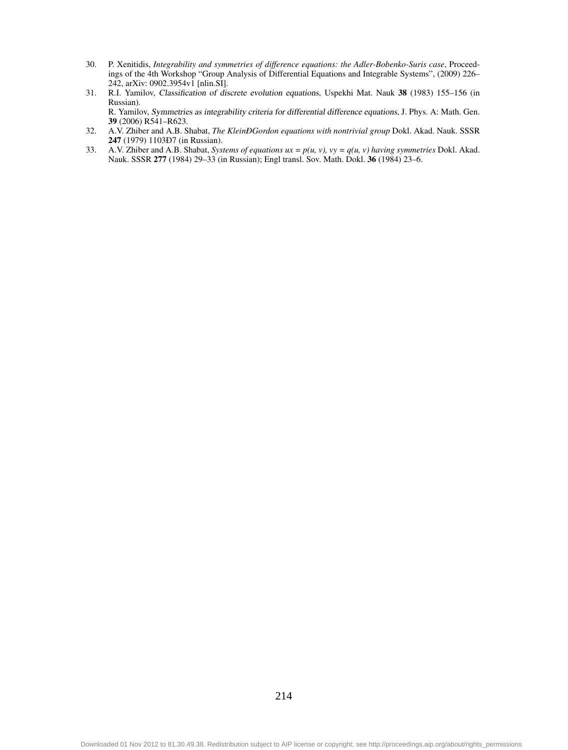30. P. Xenitidis, *Integrability and symmetries of difference equations: the Adler-Bobenko-Suris case*, Proceedings of the 4th Workshop "Group Analysis of Differential Equations and Integrable Systems", (2009) 226–242, arXiv: 0902.3954v1 [nlin.SI].
31. R.I. Yamilov, *Classification of discrete evolution equations*, Uspekhi Mat. Nauk **38** (1983) 155–156 (in Russian).
    R. Yamilov, *Symmetries as integrability criteria for differential difference equations*, J. Phys. A: Math. Gen. **39** (2006) R541–R623.
32. A.V. Zhiber and A.B. Shabat, *The KleinÐGordon equations with nontrivial group* Dokl. Akad. Nauk. SSSR **247** (1979) 1103Ð7 (in Russian).
33. A.V. Zhiber and A.B. Shabat, *Systems of equations ux = p(u, v), vy = q(u, v) having symmetries* Dokl. Akad. Nauk. SSSR **277** (1984) 29–33 (in Russian); Engl transl. Sov. Math. Dokl. **36** (1984) 23–6.